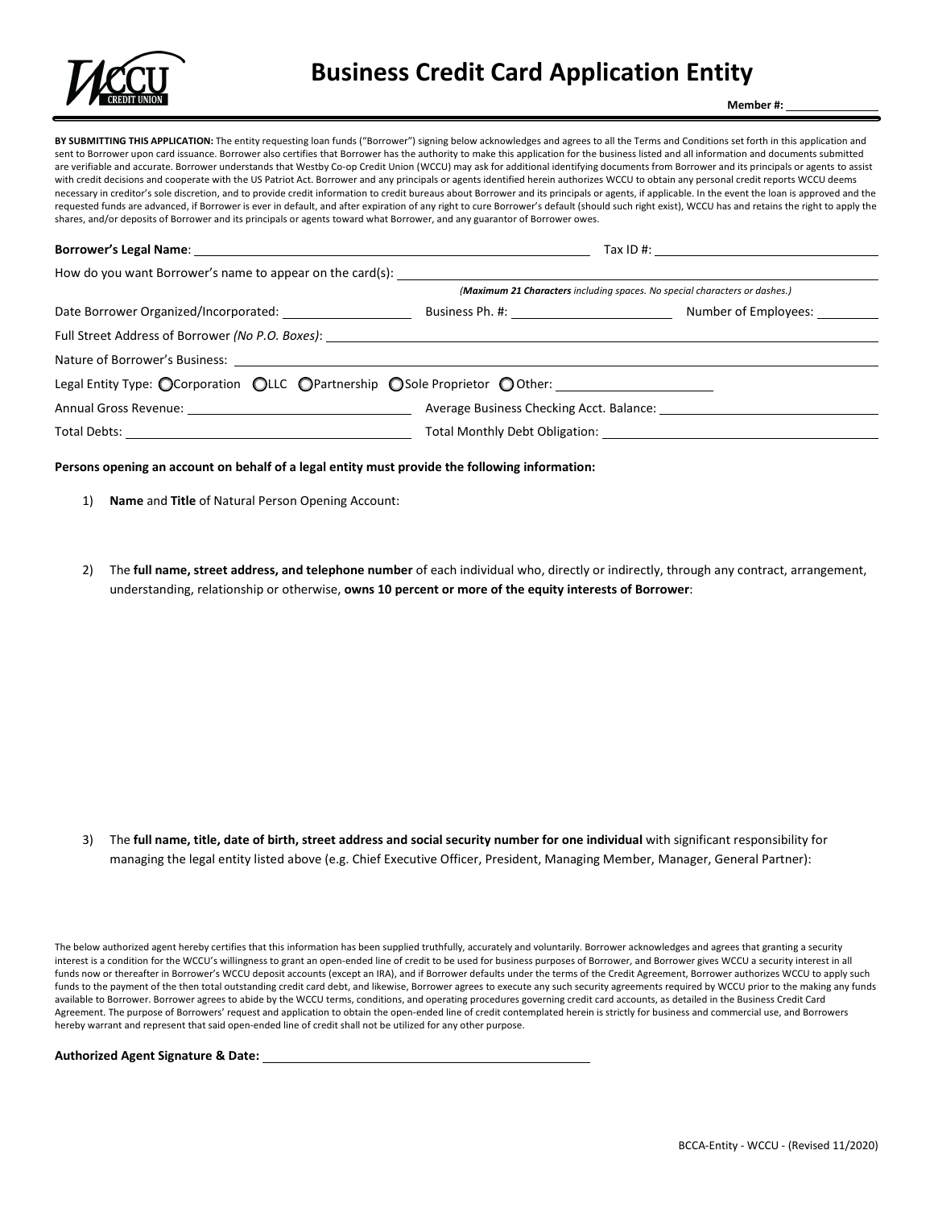# Business Credit Card Application Entity

**Member #:** ______________

**BY SUBMITTING THIS APPLICATION:** The entity requesting loan funds ("Borrower") signing below acknowledges and agrees to all the Terms and Conditions set forth in this application and sent to Borrower upon card issuance. Borrower also certifies that Borrower has the authority to make this application for the business listed and all information and documents submitted are verifiable and accurate. Borrower understands that Westby Co-op Credit Union (WCCU) may ask for additional identifying documents from Borrower and its principals or agents to assist with credit decisions and cooperate with the US Patriot Act. Borrower and any principals or agents identified herein authorizes WCCU to obtain any personal credit reports WCCU deems necessary in creditor's sole discretion, and to provide credit information to credit bureaus about Borrower and its principals or agents, if applicable. In the event the loan is approved and the requested funds are advanced, if Borrower is ever in default, and after expiration of any right to cure Borrower's default (should such right exist), WCCU has and retains the right to apply the shares, and/or deposits of Borrower and its principals or agents toward what Borrower, and any guarantor of Borrower owes.

**Borrower's Legal Name**: ______________________________ Tax ID #: ______________________________

How do you want Borrower's name to appear on the card(s): ______________________________

*(**Maximum 21 Characters** including spaces. No special characters or dashes.)*

Date Borrower Organized/Incorporated: ______________ Business Ph. #: ______________ Number of Employees: ______________

Full Street Address of Borrower *(No P.O. Boxes)*: ______________________________

Nature of Borrower's Business: ______________________________

Legal Entity Type: ◯Corporation ◯LLC ◯Partnership ◯Sole Proprietor ◯Other: ______________

Annual Gross Revenue: ______________________________ Average Business Checking Acct. Balance: ______________________________

Total Debts: ______________________________ Total Monthly Debt Obligation: ______________________________

**Persons opening an account on behalf of a legal entity must provide the following information:**

1) **Name** and **Title** of Natural Person Opening Account:

2) The **full name, street address, and telephone number** of each individual who, directly or indirectly, through any contract, arrangement, understanding, relationship or otherwise, **owns 10 percent or more of the equity interests of Borrower**:

3) The **full name, title, date of birth, street address and social security number for one individual** with significant responsibility for managing the legal entity listed above (e.g. Chief Executive Officer, President, Managing Member, Manager, General Partner):

The below authorized agent hereby certifies that this information has been supplied truthfully, accurately and voluntarily. Borrower acknowledges and agrees that granting a security interest is a condition for the WCCU's willingness to grant an open-ended line of credit to be used for business purposes of Borrower, and Borrower gives WCCU a security interest in all funds now or thereafter in Borrower's WCCU deposit accounts (except an IRA), and if Borrower defaults under the terms of the Credit Agreement, Borrower authorizes WCCU to apply such funds to the payment of the then total outstanding credit card debt, and likewise, Borrower agrees to execute any such security agreements required by WCCU prior to the making any funds available to Borrower. Borrower agrees to abide by the WCCU terms, conditions, and operating procedures governing credit card accounts, as detailed in the Business Credit Card Agreement. The purpose of Borrowers' request and application to obtain the open-ended line of credit contemplated herein is strictly for business and commercial use, and Borrowers hereby warrant and represent that said open-ended line of credit shall not be utilized for any other purpose.

**Authorized Agent Signature & Date:** ______________________________

BCCA-Entity - WCCU - (Revised 11/2020)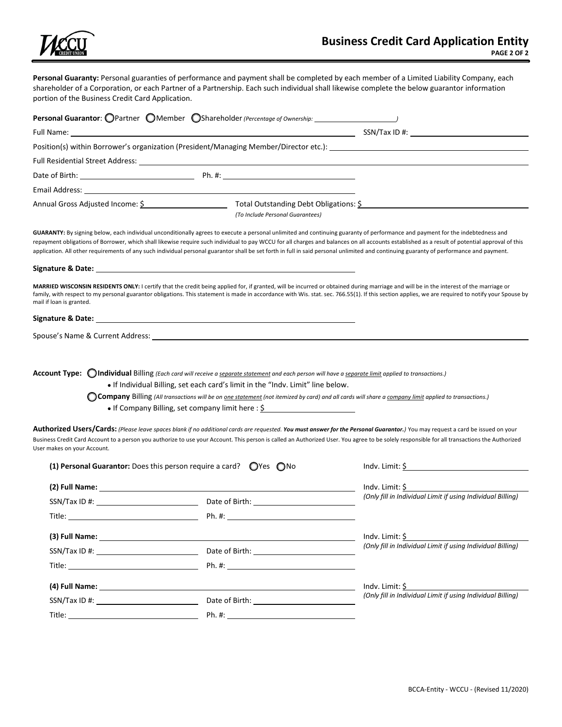# Business Credit Card Application Entity

**Personal Guaranty:** Personal guaranties of performance and payment shall be completed by each member of a Limited Liability Company, each shareholder of a Corporation, or each Partner of a Partnership. Each such individual shall likewise complete the below guarantor information portion of the Business Credit Card Application.

**Personal Guarantor**: ◯Partner ◯Member ◯Shareholder *(Percentage of Ownership: ____________________)*

Full Name: ______________________________ SSN/Tax ID #: ______________________________

Position(s) within Borrower's organization (President/Managing Member/Director etc.): ______________________________

Full Residential Street Address: ______________________________

Date of Birth: ______________________________ Ph. #: ______________________________

Email Address: ______________________________

Annual Gross Adjusted Income: $ ______________________________ Total Outstanding Debt Obligations: $ ______________________________
*(To Include Personal Guarantees)*

**GUARANTY:** By signing below, each individual unconditionally agrees to execute a personal unlimited and continuing guaranty of performance and payment for the indebtedness and repayment obligations of Borrower, which shall likewise require such individual to pay WCCU for all charges and balances on all accounts established as a result of potential approval of this application. All other requirements of any such individual personal guarantor shall be set forth in full in said personal unlimited and continuing guaranty of performance and payment.

**Signature & Date:** ______________________________

**MARRIED WISCONSIN RESIDENTS ONLY:** I certify that the credit being applied for, if granted, will be incurred or obtained during marriage and will be in the interest of the marriage or family, with respect to my personal guarantor obligations. This statement is made in accordance with Wis. stat. sec. 766.55(1). If this section applies, we are required to notify your Spouse by mail if loan is granted.

**Signature & Date:** ______________________________

Spouse's Name & Current Address: ______________________________

**Account Type:** ◯**Individual** Billing *(Each card will receive a separate statement and each person will have a separate limit applied to transactions.)*

- If Individual Billing, set each card's limit in the "Indv. Limit" line below.

◯**Company** Billing *(All transactions will be on one statement (not itemized by card) and all cards will share a company limit applied to transactions.)*

- If Company Billing, set company limit here : $ ______________________________

**Authorized Users/Cards:** *(Please leave spaces blank if no additional cards are requested. **You must answer for the Personal Guarantor.**)* You may request a card be issued on your Business Credit Card Account to a person you authorize to use your Account. This person is called an Authorized User. You agree to be solely responsible for all transactions the Authorized User makes on your Account.

**(1) Personal Guarantor:** Does this person require a card? ◯Yes ◯No Indv. Limit: $ ______________________________

**(2) Full Name:** ______________________________ Indv. Limit: $ ______________________________
*(Only fill in Individual Limit if using Individual Billing)*

SSN/Tax ID #: ______________________________ Date of Birth: ______________________________

Title: ______________________________ Ph. #: ______________________________

**(3) Full Name:** ______________________________ Indv. Limit: $ ______________________________
*(Only fill in Individual Limit if using Individual Billing)*

SSN/Tax ID #: ______________________________ Date of Birth: ______________________________

Title: ______________________________ Ph. #: ______________________________

**(4) Full Name:** ______________________________ Indv. Limit: $ ______________________________
*(Only fill in Individual Limit if using Individual Billing)*

SSN/Tax ID #: ______________________________ Date of Birth: ______________________________

Title: ______________________________ Ph. #: ______________________________

BCCA-Entity - WCCU - (Revised 11/2020)